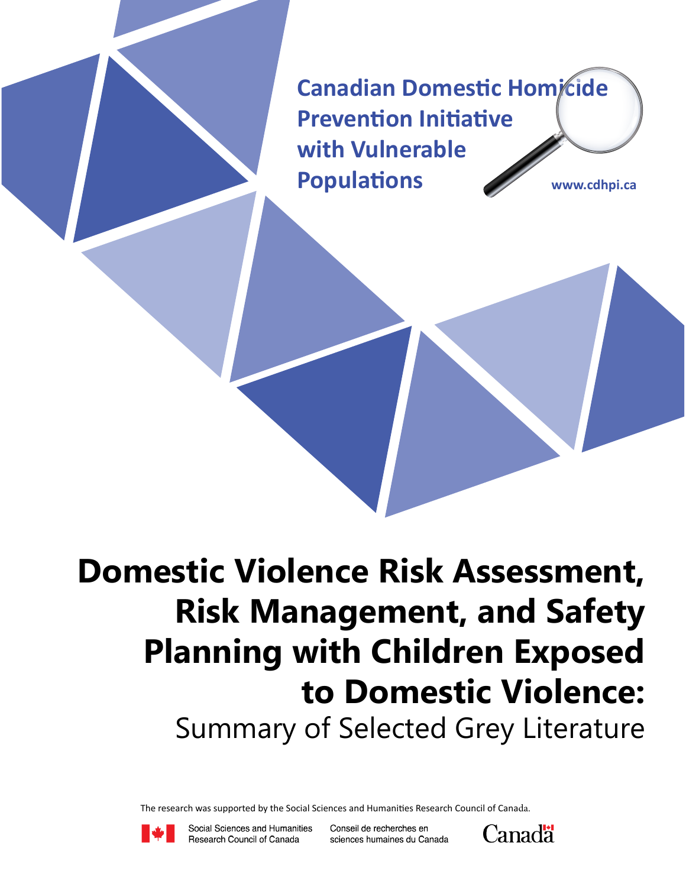Canadian Domestic Homicide Prevention Initiative with Vulnerable Populations

www.cdhpi.ca

# Domestic Violence Risk Assessment, Risk Management, and Safety Planning with Children Exposed to Domestic Violence:

## Summary of Selected Grey Literature

The research was supported by the Social Sciences and Humanities Research Council of Canada.

Social Sciences and Humanities Research Council of Canada | Conseil de recherches en sciences humaines du Canada

Canada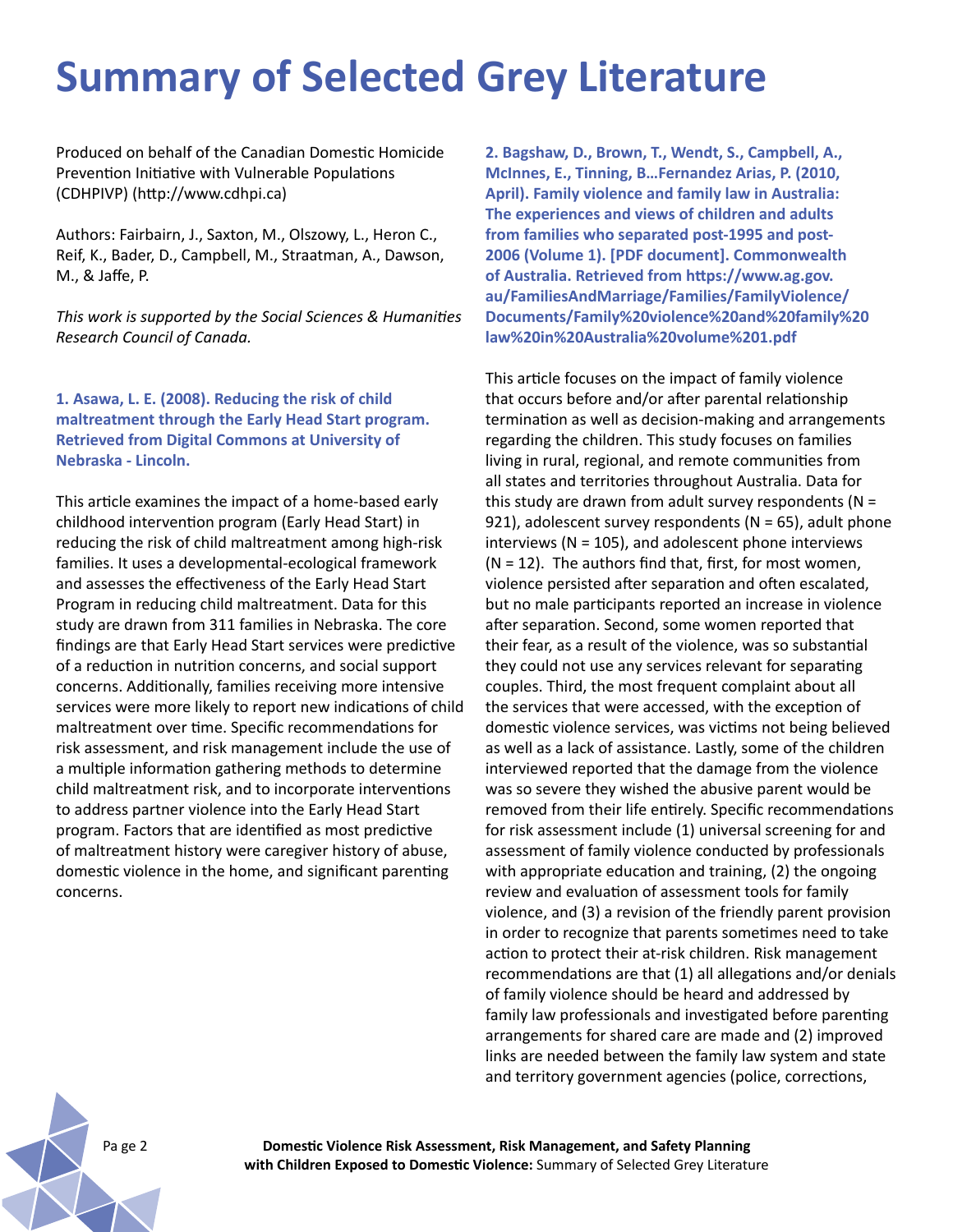# Summary of Selected Grey Literature

Produced on behalf of the Canadian Domestic Homicide Prevention Initiative with Vulnerable Populations (CDHPIVP) (http://www.cdhpi.ca)

Authors: Fairbairn, J., Saxton, M., Olszowy, L., Heron C., Reif, K., Bader, D., Campbell, M., Straatman, A., Dawson, M., & Jaffe, P.

*This work is supported by the Social Sciences & Humanities Research Council of Canada.*

**1. Asawa, L. E. (2008). Reducing the risk of child maltreatment through the Early Head Start program. Retrieved from Digital Commons at University of Nebraska - Lincoln.**

This article examines the impact of a home-based early childhood intervention program (Early Head Start) in reducing the risk of child maltreatment among high-risk families. It uses a developmental-ecological framework and assesses the effectiveness of the Early Head Start Program in reducing child maltreatment. Data for this study are drawn from 311 families in Nebraska. The core findings are that Early Head Start services were predictive of a reduction in nutrition concerns, and social support concerns. Additionally, families receiving more intensive services were more likely to report new indications of child maltreatment over time. Specific recommendations for risk assessment, and risk management include the use of a multiple information gathering methods to determine child maltreatment risk, and to incorporate interventions to address partner violence into the Early Head Start program. Factors that are identified as most predictive of maltreatment history were caregiver history of abuse, domestic violence in the home, and significant parenting concerns.

**2. Bagshaw, D., Brown, T., Wendt, S., Campbell, A., McInnes, E., Tinning, B…Fernandez Arias, P. (2010, April). Family violence and family law in Australia: The experiences and views of children and adults from families who separated post-1995 and post-2006 (Volume 1). [PDF document]. Commonwealth of Australia. Retrieved from https://www.ag.gov.au/FamiliesAndMarriage/Families/FamilyViolence/Documents/Family%20violence%20and%20family%20law%20in%20Australia%20volume%201.pdf**

This article focuses on the impact of family violence that occurs before and/or after parental relationship termination as well as decision-making and arrangements regarding the children. This study focuses on families living in rural, regional, and remote communities from all states and territories throughout Australia. Data for this study are drawn from adult survey respondents (N = 921), adolescent survey respondents (N = 65), adult phone interviews (N = 105), and adolescent phone interviews (N = 12). The authors find that, first, for most women, violence persisted after separation and often escalated, but no male participants reported an increase in violence after separation. Second, some women reported that their fear, as a result of the violence, was so substantial they could not use any services relevant for separating couples. Third, the most frequent complaint about all the services that were accessed, with the exception of domestic violence services, was victims not being believed as well as a lack of assistance. Lastly, some of the children interviewed reported that the damage from the violence was so severe they wished the abusive parent would be removed from their life entirely. Specific recommendations for risk assessment include (1) universal screening for and assessment of family violence conducted by professionals with appropriate education and training, (2) the ongoing review and evaluation of assessment tools for family violence, and (3) a revision of the friendly parent provision in order to recognize that parents sometimes need to take action to protect their at-risk children. Risk management recommendations are that (1) all allegations and/or denials of family violence should be heard and addressed by family law professionals and investigated before parenting arrangements for shared care are made and (2) improved links are needed between the family law system and state and territory government agencies (police, corrections,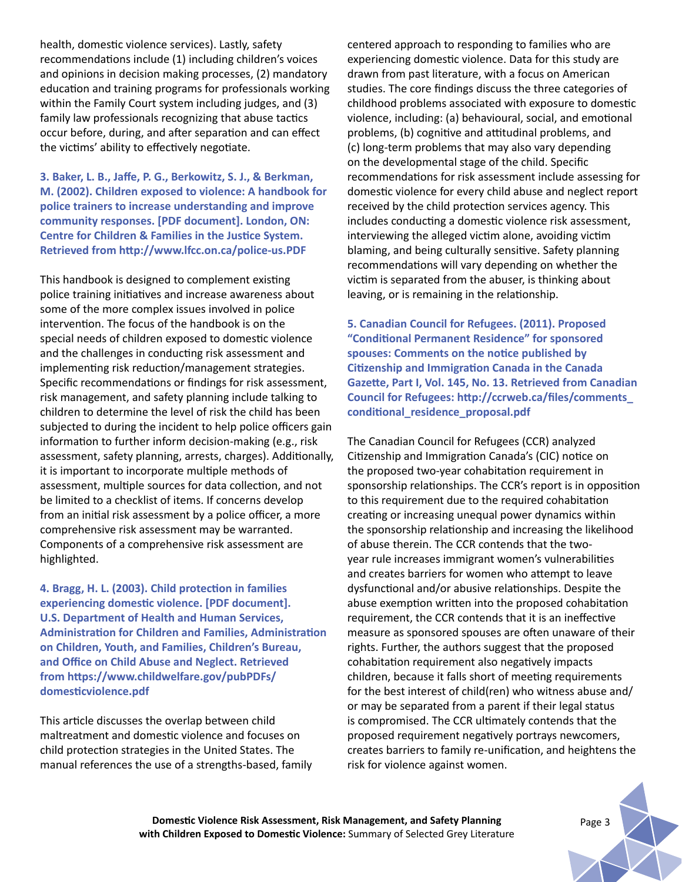health, domestic violence services). Lastly, safety recommendations include (1) including children's voices and opinions in decision making processes, (2) mandatory education and training programs for professionals working within the Family Court system including judges, and (3) family law professionals recognizing that abuse tactics occur before, during, and after separation and can effect the victims' ability to effectively negotiate.

**3. Baker, L. B., Jaffe, P. G., Berkowitz, S. J., & Berkman, M. (2002). Children exposed to violence: A handbook for police trainers to increase understanding and improve community responses. [PDF document]. London, ON: Centre for Children & Families in the Justice System. Retrieved from http://www.lfcc.on.ca/police-us.PDF**

This handbook is designed to complement existing police training initiatives and increase awareness about some of the more complex issues involved in police intervention. The focus of the handbook is on the special needs of children exposed to domestic violence and the challenges in conducting risk assessment and implementing risk reduction/management strategies. Specific recommendations or findings for risk assessment, risk management, and safety planning include talking to children to determine the level of risk the child has been subjected to during the incident to help police officers gain information to further inform decision-making (e.g., risk assessment, safety planning, arrests, charges). Additionally, it is important to incorporate multiple methods of assessment, multiple sources for data collection, and not be limited to a checklist of items. If concerns develop from an initial risk assessment by a police officer, a more comprehensive risk assessment may be warranted. Components of a comprehensive risk assessment are highlighted.

**4. Bragg, H. L. (2003). Child protection in families experiencing domestic violence. [PDF document]. U.S. Department of Health and Human Services, Administration for Children and Families, Administration on Children, Youth, and Families, Children's Bureau, and Office on Child Abuse and Neglect. Retrieved from https://www.childwelfare.gov/pubPDFs/domesticviolence.pdf**

This article discusses the overlap between child maltreatment and domestic violence and focuses on child protection strategies in the United States. The manual references the use of a strengths-based, family centered approach to responding to families who are experiencing domestic violence. Data for this study are drawn from past literature, with a focus on American studies. The core findings discuss the three categories of childhood problems associated with exposure to domestic violence, including: (a) behavioural, social, and emotional problems, (b) cognitive and attitudinal problems, and (c) long-term problems that may also vary depending on the developmental stage of the child. Specific recommendations for risk assessment include assessing for domestic violence for every child abuse and neglect report received by the child protection services agency. This includes conducting a domestic violence risk assessment, interviewing the alleged victim alone, avoiding victim blaming, and being culturally sensitive. Safety planning recommendations will vary depending on whether the victim is separated from the abuser, is thinking about leaving, or is remaining in the relationship.

**5. Canadian Council for Refugees. (2011). Proposed "Conditional Permanent Residence" for sponsored spouses: Comments on the notice published by Citizenship and Immigration Canada in the Canada Gazette, Part I, Vol. 145, No. 13. Retrieved from Canadian Council for Refugees: http://ccrweb.ca/files/comments_conditional_residence_proposal.pdf**

The Canadian Council for Refugees (CCR) analyzed Citizenship and Immigration Canada's (CIC) notice on the proposed two-year cohabitation requirement in sponsorship relationships. The CCR's report is in opposition to this requirement due to the required cohabitation creating or increasing unequal power dynamics within the sponsorship relationship and increasing the likelihood of abuse therein. The CCR contends that the two-year rule increases immigrant women's vulnerabilities and creates barriers for women who attempt to leave dysfunctional and/or abusive relationships. Despite the abuse exemption written into the proposed cohabitation requirement, the CCR contends that it is an ineffective measure as sponsored spouses are often unaware of their rights. Further, the authors suggest that the proposed cohabitation requirement also negatively impacts children, because it falls short of meeting requirements for the best interest of child(ren) who witness abuse and/or may be separated from a parent if their legal status is compromised. The CCR ultimately contends that the proposed requirement negatively portrays newcomers, creates barriers to family re-unification, and heightens the risk for violence against women.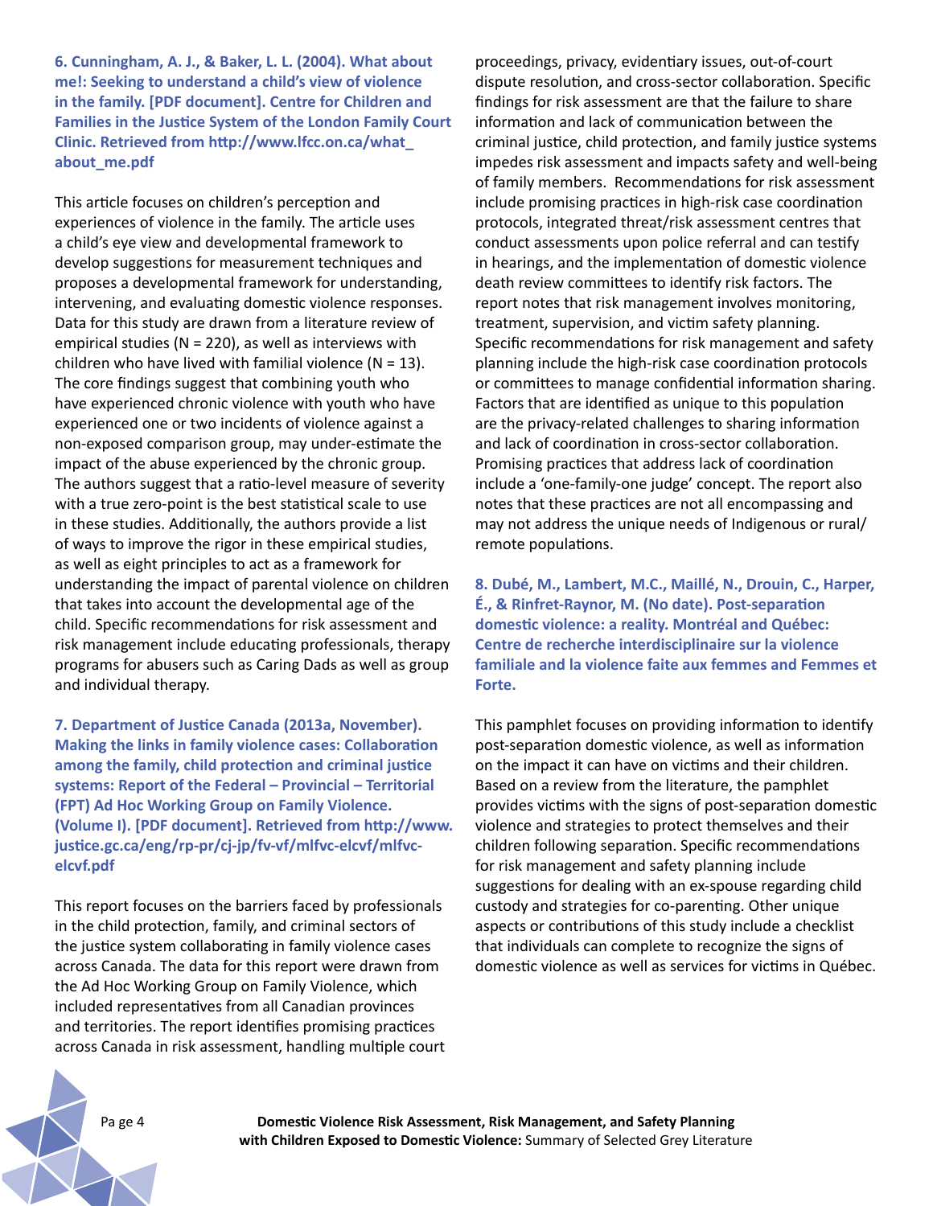**6. Cunningham, A. J., & Baker, L. L. (2004). What about me!: Seeking to understand a child's view of violence in the family. [PDF document]. Centre for Children and Families in the Justice System of the London Family Court Clinic. Retrieved from http://www.lfcc.on.ca/what_about_me.pdf**

This article focuses on children's perception and experiences of violence in the family. The article uses a child's eye view and developmental framework to develop suggestions for measurement techniques and proposes a developmental framework for understanding, intervening, and evaluating domestic violence responses. Data for this study are drawn from a literature review of empirical studies (N = 220), as well as interviews with children who have lived with familial violence (N = 13). The core findings suggest that combining youth who have experienced chronic violence with youth who have experienced one or two incidents of violence against a non-exposed comparison group, may under-estimate the impact of the abuse experienced by the chronic group. The authors suggest that a ratio-level measure of severity with a true zero-point is the best statistical scale to use in these studies. Additionally, the authors provide a list of ways to improve the rigor in these empirical studies, as well as eight principles to act as a framework for understanding the impact of parental violence on children that takes into account the developmental age of the child. Specific recommendations for risk assessment and risk management include educating professionals, therapy programs for abusers such as Caring Dads as well as group and individual therapy.

**7. Department of Justice Canada (2013a, November). Making the links in family violence cases: Collaboration among the family, child protection and criminal justice systems: Report of the Federal – Provincial – Territorial (FPT) Ad Hoc Working Group on Family Violence. (Volume I). [PDF document]. Retrieved from http://www.justice.gc.ca/eng/rp-pr/cj-jp/fv-vf/mlfvc-elcvf/mlfvc-elcvf.pdf**

This report focuses on the barriers faced by professionals in the child protection, family, and criminal sectors of the justice system collaborating in family violence cases across Canada. The data for this report were drawn from the Ad Hoc Working Group on Family Violence, which included representatives from all Canadian provinces and territories. The report identifies promising practices across Canada in risk assessment, handling multiple court proceedings, privacy, evidentiary issues, out-of-court dispute resolution, and cross-sector collaboration. Specific findings for risk assessment are that the failure to share information and lack of communication between the criminal justice, child protection, and family justice systems impedes risk assessment and impacts safety and well-being of family members. Recommendations for risk assessment include promising practices in high-risk case coordination protocols, integrated threat/risk assessment centres that conduct assessments upon police referral and can testify in hearings, and the implementation of domestic violence death review committees to identify risk factors. The report notes that risk management involves monitoring, treatment, supervision, and victim safety planning. Specific recommendations for risk management and safety planning include the high-risk case coordination protocols or committees to manage confidential information sharing. Factors that are identified as unique to this population are the privacy-related challenges to sharing information and lack of coordination in cross-sector collaboration. Promising practices that address lack of coordination include a 'one-family-one judge' concept. The report also notes that these practices are not all encompassing and may not address the unique needs of Indigenous or rural/remote populations.

**8. Dubé, M., Lambert, M.C., Maillé, N., Drouin, C., Harper, É., & Rinfret-Raynor, M. (No date). Post-separation domestic violence: a reality. Montréal and Québec: Centre de recherche interdisciplinaire sur la violence familiale and la violence faite aux femmes and Femmes et Forte.**

This pamphlet focuses on providing information to identify post-separation domestic violence, as well as information on the impact it can have on victims and their children. Based on a review from the literature, the pamphlet provides victims with the signs of post-separation domestic violence and strategies to protect themselves and their children following separation. Specific recommendations for risk management and safety planning include suggestions for dealing with an ex-spouse regarding child custody and strategies for co-parenting. Other unique aspects or contributions of this study include a checklist that individuals can complete to recognize the signs of domestic violence as well as services for victims in Québec.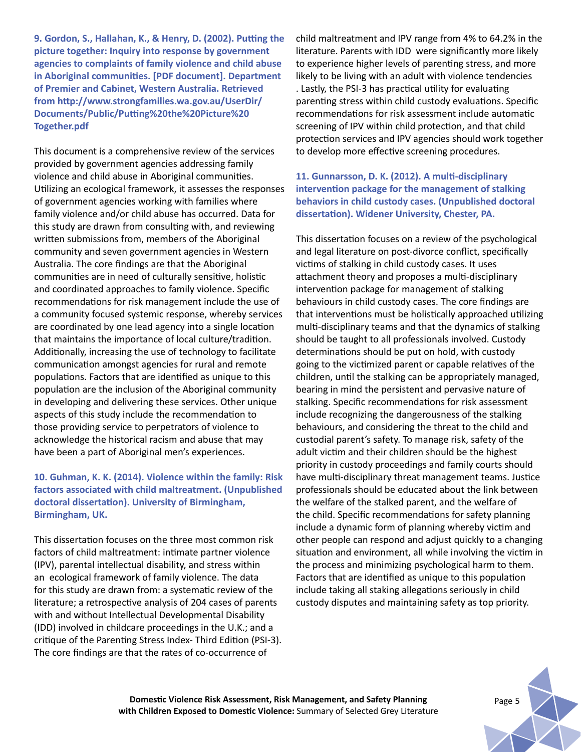**9. Gordon, S., Hallahan, K., & Henry, D. (2002). Putting the picture together: Inquiry into response by government agencies to complaints of family violence and child abuse in Aboriginal communities. [PDF document]. Department of Premier and Cabinet, Western Australia. Retrieved from http://www.strongfamilies.wa.gov.au/UserDir/Documents/Public/Putting%20the%20Picture%20Together.pdf**

This document is a comprehensive review of the services provided by government agencies addressing family violence and child abuse in Aboriginal communities. Utilizing an ecological framework, it assesses the responses of government agencies working with families where family violence and/or child abuse has occurred. Data for this study are drawn from consulting with, and reviewing written submissions from, members of the Aboriginal community and seven government agencies in Western Australia. The core findings are that the Aboriginal communities are in need of culturally sensitive, holistic and coordinated approaches to family violence. Specific recommendations for risk management include the use of a community focused systemic response, whereby services are coordinated by one lead agency into a single location that maintains the importance of local culture/tradition. Additionally, increasing the use of technology to facilitate communication amongst agencies for rural and remote populations. Factors that are identified as unique to this population are the inclusion of the Aboriginal community in developing and delivering these services. Other unique aspects of this study include the recommendation to those providing service to perpetrators of violence to acknowledge the historical racism and abuse that may have been a part of Aboriginal men's experiences.

**10. Guhman, K. K. (2014). Violence within the family: Risk factors associated with child maltreatment. (Unpublished doctoral dissertation). University of Birmingham, Birmingham, UK.**

This dissertation focuses on the three most common risk factors of child maltreatment: intimate partner violence (IPV), parental intellectual disability, and stress within an ecological framework of family violence. The data for this study are drawn from: a systematic review of the literature; a retrospective analysis of 204 cases of parents with and without Intellectual Developmental Disability (IDD) involved in childcare proceedings in the U.K.; and a critique of the Parenting Stress Index- Third Edition (PSI-3). The core findings are that the rates of co-occurrence of child maltreatment and IPV range from 4% to 64.2% in the literature. Parents with IDD were significantly more likely to experience higher levels of parenting stress, and more likely to be living with an adult with violence tendencies . Lastly, the PSI-3 has practical utility for evaluating parenting stress within child custody evaluations. Specific recommendations for risk assessment include automatic screening of IPV within child protection, and that child protection services and IPV agencies should work together to develop more effective screening procedures.

**11. Gunnarsson, D. K. (2012). A multi-disciplinary intervention package for the management of stalking behaviors in child custody cases. (Unpublished doctoral dissertation). Widener University, Chester, PA.**

This dissertation focuses on a review of the psychological and legal literature on post-divorce conflict, specifically victims of stalking in child custody cases. It uses attachment theory and proposes a multi-disciplinary intervention package for management of stalking behaviours in child custody cases. The core findings are that interventions must be holistically approached utilizing multi-disciplinary teams and that the dynamics of stalking should be taught to all professionals involved. Custody determinations should be put on hold, with custody going to the victimized parent or capable relatives of the children, until the stalking can be appropriately managed, bearing in mind the persistent and pervasive nature of stalking. Specific recommendations for risk assessment include recognizing the dangerousness of the stalking behaviours, and considering the threat to the child and custodial parent's safety. To manage risk, safety of the adult victim and their children should be the highest priority in custody proceedings and family courts should have multi-disciplinary threat management teams. Justice professionals should be educated about the link between the welfare of the stalked parent, and the welfare of the child. Specific recommendations for safety planning include a dynamic form of planning whereby victim and other people can respond and adjust quickly to a changing situation and environment, all while involving the victim in the process and minimizing psychological harm to them. Factors that are identified as unique to this population include taking all staking allegations seriously in child custody disputes and maintaining safety as top priority.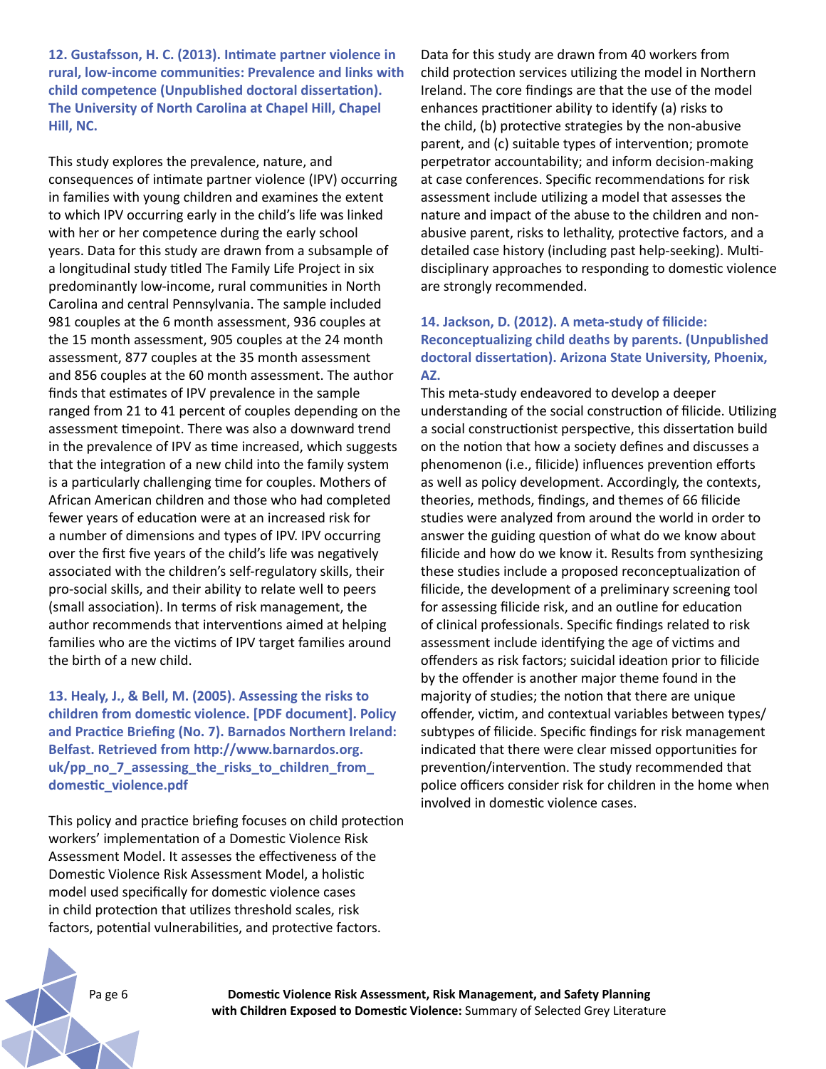**12. Gustafsson, H. C. (2013). Intimate partner violence in rural, low-income communities: Prevalence and links with child competence (Unpublished doctoral dissertation). The University of North Carolina at Chapel Hill, Chapel Hill, NC.**

This study explores the prevalence, nature, and consequences of intimate partner violence (IPV) occurring in families with young children and examines the extent to which IPV occurring early in the child's life was linked with her or her competence during the early school years. Data for this study are drawn from a subsample of a longitudinal study titled The Family Life Project in six predominantly low-income, rural communities in North Carolina and central Pennsylvania. The sample included 981 couples at the 6 month assessment, 936 couples at the 15 month assessment, 905 couples at the 24 month assessment, 877 couples at the 35 month assessment and 856 couples at the 60 month assessment. The author finds that estimates of IPV prevalence in the sample ranged from 21 to 41 percent of couples depending on the assessment timepoint. There was also a downward trend in the prevalence of IPV as time increased, which suggests that the integration of a new child into the family system is a particularly challenging time for couples. Mothers of African American children and those who had completed fewer years of education were at an increased risk for a number of dimensions and types of IPV. IPV occurring over the first five years of the child's life was negatively associated with the children's self-regulatory skills, their pro-social skills, and their ability to relate well to peers (small association). In terms of risk management, the author recommends that interventions aimed at helping families who are the victims of IPV target families around the birth of a new child.

**13. Healy, J., & Bell, M. (2005). Assessing the risks to children from domestic violence. [PDF document]. Policy and Practice Briefing (No. 7). Barnados Northern Ireland: Belfast. Retrieved from http://www.barnardos.org.uk/pp_no_7_assessing_the_risks_to_children_from_domestic_violence.pdf**

This policy and practice briefing focuses on child protection workers' implementation of a Domestic Violence Risk Assessment Model. It assesses the effectiveness of the Domestic Violence Risk Assessment Model, a holistic model used specifically for domestic violence cases in child protection that utilizes threshold scales, risk factors, potential vulnerabilities, and protective factors. Data for this study are drawn from 40 workers from child protection services utilizing the model in Northern Ireland. The core findings are that the use of the model enhances practitioner ability to identify (a) risks to the child, (b) protective strategies by the non-abusive parent, and (c) suitable types of intervention; promote perpetrator accountability; and inform decision-making at case conferences. Specific recommendations for risk assessment include utilizing a model that assesses the nature and impact of the abuse to the children and non-abusive parent, risks to lethality, protective factors, and a detailed case history (including past help-seeking). Multi-disciplinary approaches to responding to domestic violence are strongly recommended.

**14. Jackson, D. (2012). A meta-study of filicide: Reconceptualizing child deaths by parents. (Unpublished doctoral dissertation). Arizona State University, Phoenix, AZ.**

This meta-study endeavored to develop a deeper understanding of the social construction of filicide. Utilizing a social constructionist perspective, this dissertation build on the notion that how a society defines and discusses a phenomenon (i.e., filicide) influences prevention efforts as well as policy development. Accordingly, the contexts, theories, methods, findings, and themes of 66 filicide studies were analyzed from around the world in order to answer the guiding question of what do we know about filicide and how do we know it. Results from synthesizing these studies include a proposed reconceptualization of filicide, the development of a preliminary screening tool for assessing filicide risk, and an outline for education of clinical professionals. Specific findings related to risk assessment include identifying the age of victims and offenders as risk factors; suicidal ideation prior to filicide by the offender is another major theme found in the majority of studies; the notion that there are unique offender, victim, and contextual variables between types/subtypes of filicide. Specific findings for risk management indicated that there were clear missed opportunities for prevention/intervention. The study recommended that police officers consider risk for children in the home when involved in domestic violence cases.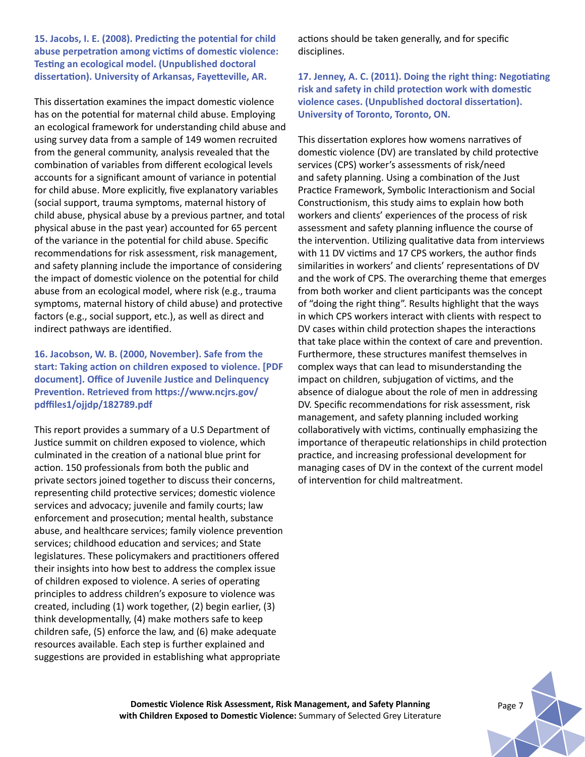**15. Jacobs, I. E. (2008). Predicting the potential for child abuse perpetration among victims of domestic violence: Testing an ecological model. (Unpublished doctoral dissertation). University of Arkansas, Fayetteville, AR.**

This dissertation examines the impact domestic violence has on the potential for maternal child abuse. Employing an ecological framework for understanding child abuse and using survey data from a sample of 149 women recruited from the general community, analysis revealed that the combination of variables from different ecological levels accounts for a significant amount of variance in potential for child abuse. More explicitly, five explanatory variables (social support, trauma symptoms, maternal history of child abuse, physical abuse by a previous partner, and total physical abuse in the past year) accounted for 65 percent of the variance in the potential for child abuse. Specific recommendations for risk assessment, risk management, and safety planning include the importance of considering the impact of domestic violence on the potential for child abuse from an ecological model, where risk (e.g., trauma symptoms, maternal history of child abuse) and protective factors (e.g., social support, etc.), as well as direct and indirect pathways are identified.

**16. Jacobson, W. B. (2000, November). Safe from the start: Taking action on children exposed to violence. [PDF document]. Office of Juvenile Justice and Delinquency Prevention. Retrieved from https://www.ncjrs.gov/pdffiles1/ojjdp/182789.pdf**

This report provides a summary of a U.S Department of Justice summit on children exposed to violence, which culminated in the creation of a national blue print for action. 150 professionals from both the public and private sectors joined together to discuss their concerns, representing child protective services; domestic violence services and advocacy; juvenile and family courts; law enforcement and prosecution; mental health, substance abuse, and healthcare services; family violence prevention services; childhood education and services; and State legislatures. These policymakers and practitioners offered their insights into how best to address the complex issue of children exposed to violence. A series of operating principles to address children's exposure to violence was created, including (1) work together, (2) begin earlier, (3) think developmentally, (4) make mothers safe to keep children safe, (5) enforce the law, and (6) make adequate resources available. Each step is further explained and suggestions are provided in establishing what appropriate actions should be taken generally, and for specific disciplines.

**17. Jenney, A. C. (2011). Doing the right thing: Negotiating risk and safety in child protection work with domestic violence cases. (Unpublished doctoral dissertation). University of Toronto, Toronto, ON.**

This dissertation explores how womens narratives of domestic violence (DV) are translated by child protective services (CPS) worker's assessments of risk/need and safety planning. Using a combination of the Just Practice Framework, Symbolic Interactionism and Social Constructionism, this study aims to explain how both workers and clients' experiences of the process of risk assessment and safety planning influence the course of the intervention. Utilizing qualitative data from interviews with 11 DV victims and 17 CPS workers, the author finds similarities in workers' and clients' representations of DV and the work of CPS. The overarching theme that emerges from both worker and client participants was the concept of "doing the right thing". Results highlight that the ways in which CPS workers interact with clients with respect to DV cases within child protection shapes the interactions that take place within the context of care and prevention. Furthermore, these structures manifest themselves in complex ways that can lead to misunderstanding the impact on children, subjugation of victims, and the absence of dialogue about the role of men in addressing DV. Specific recommendations for risk assessment, risk management, and safety planning included working collaboratively with victims, continually emphasizing the importance of therapeutic relationships in child protection practice, and increasing professional development for managing cases of DV in the context of the current model of intervention for child maltreatment.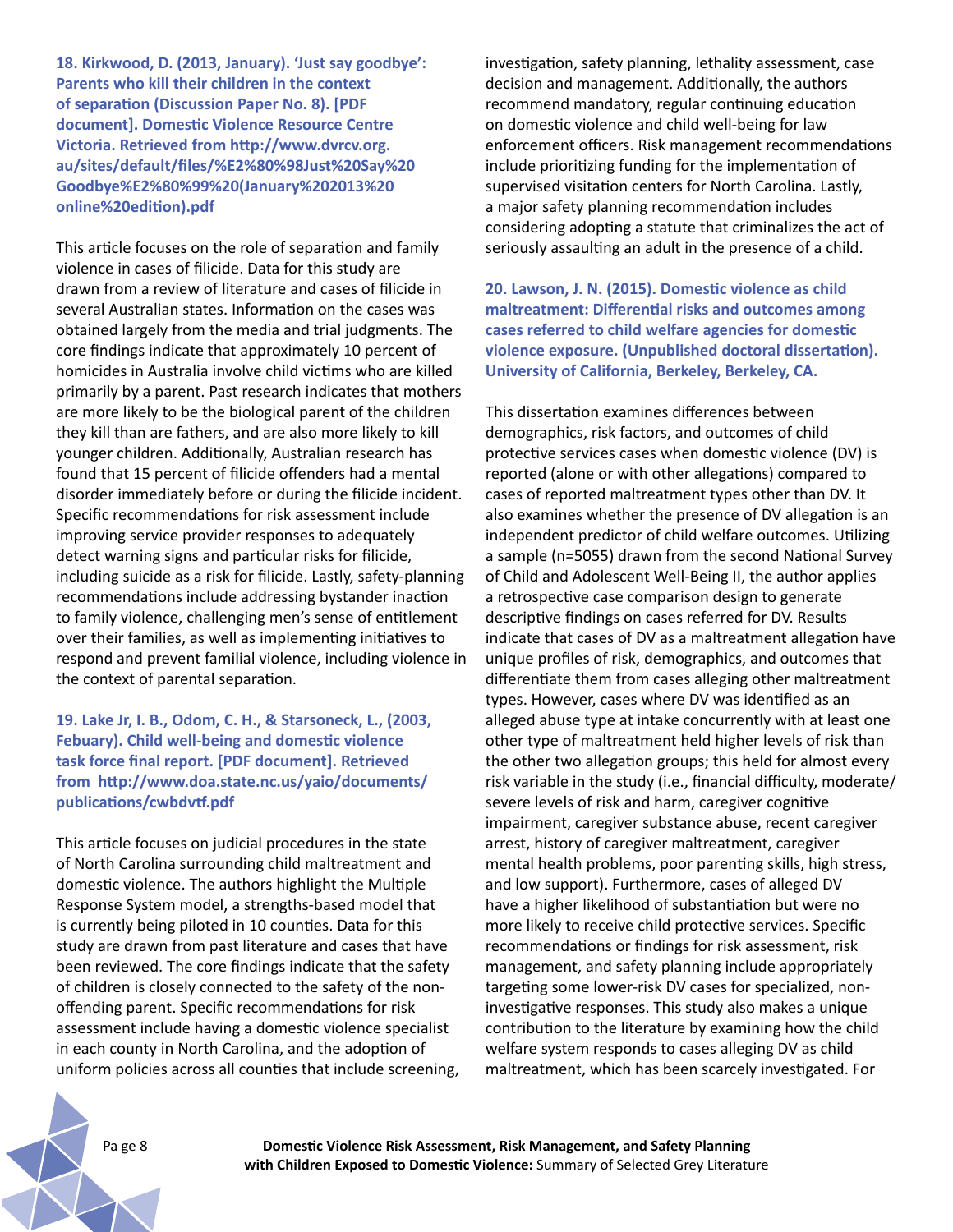**18. Kirkwood, D. (2013, January). 'Just say goodbye': Parents who kill their children in the context of separation (Discussion Paper No. 8). [PDF document]. Domestic Violence Resource Centre Victoria. Retrieved from http://www.dvrcv.org.au/sites/default/files/%E2%80%98Just%20Say%20Goodbye%E2%80%99%20(January%202013%20online%20edition).pdf**

This article focuses on the role of separation and family violence in cases of filicide. Data for this study are drawn from a review of literature and cases of filicide in several Australian states. Information on the cases was obtained largely from the media and trial judgments. The core findings indicate that approximately 10 percent of homicides in Australia involve child victims who are killed primarily by a parent. Past research indicates that mothers are more likely to be the biological parent of the children they kill than are fathers, and are also more likely to kill younger children. Additionally, Australian research has found that 15 percent of filicide offenders had a mental disorder immediately before or during the filicide incident. Specific recommendations for risk assessment include improving service provider responses to adequately detect warning signs and particular risks for filicide, including suicide as a risk for filicide. Lastly, safety-planning recommendations include addressing bystander inaction to family violence, challenging men's sense of entitlement over their families, as well as implementing initiatives to respond and prevent familial violence, including violence in the context of parental separation.

**19. Lake Jr, I. B., Odom, C. H., & Starsoneck, L., (2003, Febuary). Child well-being and domestic violence task force final report. [PDF document]. Retrieved from http://www.doa.state.nc.us/yaio/documents/publications/cwbdvtf.pdf**

This article focuses on judicial procedures in the state of North Carolina surrounding child maltreatment and domestic violence. The authors highlight the Multiple Response System model, a strengths-based model that is currently being piloted in 10 counties. Data for this study are drawn from past literature and cases that have been reviewed. The core findings indicate that the safety of children is closely connected to the safety of the non-offending parent. Specific recommendations for risk assessment include having a domestic violence specialist in each county in North Carolina, and the adoption of uniform policies across all counties that include screening, investigation, safety planning, lethality assessment, case decision and management. Additionally, the authors recommend mandatory, regular continuing education on domestic violence and child well-being for law enforcement officers. Risk management recommendations include prioritizing funding for the implementation of supervised visitation centers for North Carolina. Lastly, a major safety planning recommendation includes considering adopting a statute that criminalizes the act of seriously assaulting an adult in the presence of a child.

**20. Lawson, J. N. (2015). Domestic violence as child maltreatment: Differential risks and outcomes among cases referred to child welfare agencies for domestic violence exposure. (Unpublished doctoral dissertation). University of California, Berkeley, Berkeley, CA.**

This dissertation examines differences between demographics, risk factors, and outcomes of child protective services cases when domestic violence (DV) is reported (alone or with other allegations) compared to cases of reported maltreatment types other than DV. It also examines whether the presence of DV allegation is an independent predictor of child welfare outcomes. Utilizing a sample (n=5055) drawn from the second National Survey of Child and Adolescent Well-Being II, the author applies a retrospective case comparison design to generate descriptive findings on cases referred for DV. Results indicate that cases of DV as a maltreatment allegation have unique profiles of risk, demographics, and outcomes that differentiate them from cases alleging other maltreatment types. However, cases where DV was identified as an alleged abuse type at intake concurrently with at least one other type of maltreatment held higher levels of risk than the other two allegation groups; this held for almost every risk variable in the study (i.e., financial difficulty, moderate/severe levels of risk and harm, caregiver cognitive impairment, caregiver substance abuse, recent caregiver arrest, history of caregiver maltreatment, caregiver mental health problems, poor parenting skills, high stress, and low support). Furthermore, cases of alleged DV have a higher likelihood of substantiation but were no more likely to receive child protective services. Specific recommendations or findings for risk assessment, risk management, and safety planning include appropriately targeting some lower-risk DV cases for specialized, non-investigative responses. This study also makes a unique contribution to the literature by examining how the child welfare system responds to cases alleging DV as child maltreatment, which has been scarcely investigated. For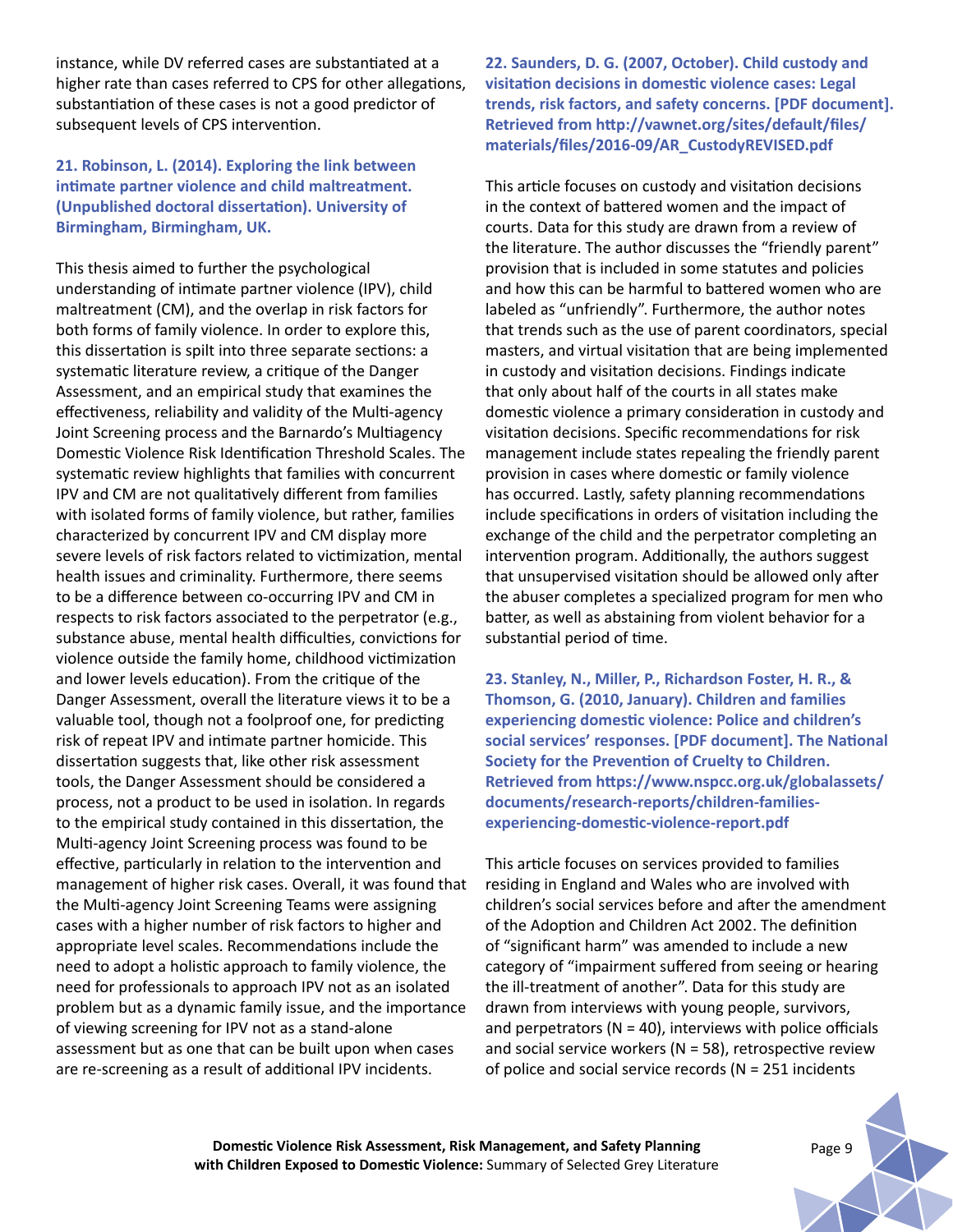instance, while DV referred cases are substantiated at a higher rate than cases referred to CPS for other allegations, substantiation of these cases is not a good predictor of subsequent levels of CPS intervention.

**21. Robinson, L. (2014). Exploring the link between intimate partner violence and child maltreatment. (Unpublished doctoral dissertation). University of Birmingham, Birmingham, UK.**

This thesis aimed to further the psychological understanding of intimate partner violence (IPV), child maltreatment (CM), and the overlap in risk factors for both forms of family violence. In order to explore this, this dissertation is spilt into three separate sections: a systematic literature review, a critique of the Danger Assessment, and an empirical study that examines the effectiveness, reliability and validity of the Multi-agency Joint Screening process and the Barnardo's Multiagency Domestic Violence Risk Identification Threshold Scales. The systematic review highlights that families with concurrent IPV and CM are not qualitatively different from families with isolated forms of family violence, but rather, families characterized by concurrent IPV and CM display more severe levels of risk factors related to victimization, mental health issues and criminality. Furthermore, there seems to be a difference between co-occurring IPV and CM in respects to risk factors associated to the perpetrator (e.g., substance abuse, mental health difficulties, convictions for violence outside the family home, childhood victimization and lower levels education). From the critique of the Danger Assessment, overall the literature views it to be a valuable tool, though not a foolproof one, for predicting risk of repeat IPV and intimate partner homicide. This dissertation suggests that, like other risk assessment tools, the Danger Assessment should be considered a process, not a product to be used in isolation. In regards to the empirical study contained in this dissertation, the Multi-agency Joint Screening process was found to be effective, particularly in relation to the intervention and management of higher risk cases. Overall, it was found that the Multi-agency Joint Screening Teams were assigning cases with a higher number of risk factors to higher and appropriate level scales. Recommendations include the need to adopt a holistic approach to family violence, the need for professionals to approach IPV not as an isolated problem but as a dynamic family issue, and the importance of viewing screening for IPV not as a stand-alone assessment but as one that can be built upon when cases are re-screening as a result of additional IPV incidents.

**22. Saunders, D. G. (2007, October). Child custody and visitation decisions in domestic violence cases: Legal trends, risk factors, and safety concerns. [PDF document]. Retrieved from http://vawnet.org/sites/default/files/materials/files/2016-09/AR_CustodyREVISED.pdf**

This article focuses on custody and visitation decisions in the context of battered women and the impact of courts. Data for this study are drawn from a review of the literature. The author discusses the "friendly parent" provision that is included in some statutes and policies and how this can be harmful to battered women who are labeled as "unfriendly". Furthermore, the author notes that trends such as the use of parent coordinators, special masters, and virtual visitation that are being implemented in custody and visitation decisions. Findings indicate that only about half of the courts in all states make domestic violence a primary consideration in custody and visitation decisions. Specific recommendations for risk management include states repealing the friendly parent provision in cases where domestic or family violence has occurred. Lastly, safety planning recommendations include specifications in orders of visitation including the exchange of the child and the perpetrator completing an intervention program. Additionally, the authors suggest that unsupervised visitation should be allowed only after the abuser completes a specialized program for men who batter, as well as abstaining from violent behavior for a substantial period of time.

**23. Stanley, N., Miller, P., Richardson Foster, H. R., & Thomson, G. (2010, January). Children and families experiencing domestic violence: Police and children's social services' responses. [PDF document]. The National Society for the Prevention of Cruelty to Children. Retrieved from https://www.nspcc.org.uk/globalassets/documents/research-reports/children-families-experiencing-domestic-violence-report.pdf**

This article focuses on services provided to families residing in England and Wales who are involved with children's social services before and after the amendment of the Adoption and Children Act 2002. The definition of "significant harm" was amended to include a new category of "impairment suffered from seeing or hearing the ill-treatment of another". Data for this study are drawn from interviews with young people, survivors, and perpetrators (N = 40), interviews with police officials and social service workers (N = 58), retrospective review of police and social service records (N = 251 incidents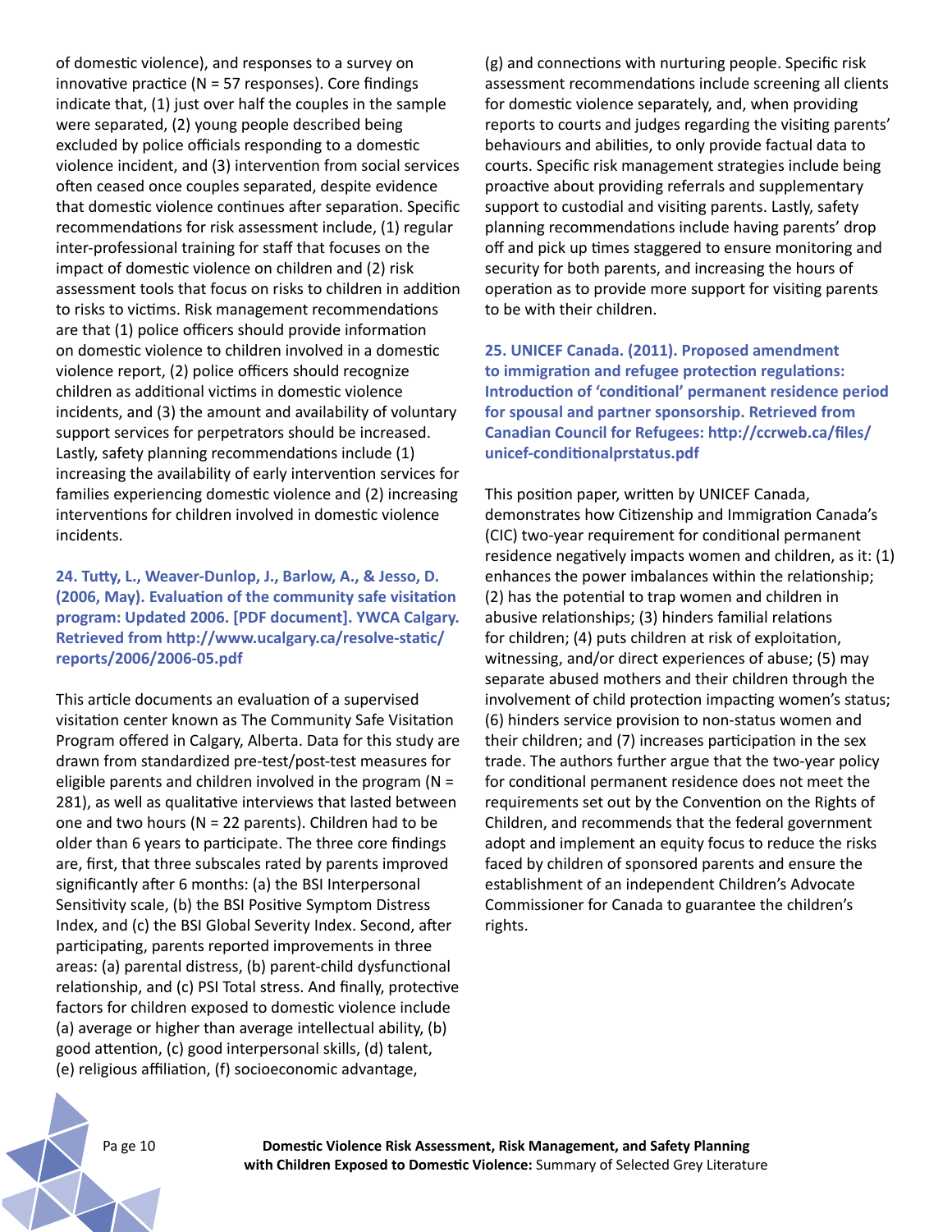of domestic violence), and responses to a survey on innovative practice (N = 57 responses). Core findings indicate that, (1) just over half the couples in the sample were separated, (2) young people described being excluded by police officials responding to a domestic violence incident, and (3) intervention from social services often ceased once couples separated, despite evidence that domestic violence continues after separation. Specific recommendations for risk assessment include, (1) regular inter-professional training for staff that focuses on the impact of domestic violence on children and (2) risk assessment tools that focus on risks to children in addition to risks to victims. Risk management recommendations are that (1) police officers should provide information on domestic violence to children involved in a domestic violence report, (2) police officers should recognize children as additional victims in domestic violence incidents, and (3) the amount and availability of voluntary support services for perpetrators should be increased. Lastly, safety planning recommendations include (1) increasing the availability of early intervention services for families experiencing domestic violence and (2) increasing interventions for children involved in domestic violence incidents.

**24. Tutty, L., Weaver-Dunlop, J., Barlow, A., & Jesso, D. (2006, May). Evaluation of the community safe visitation program: Updated 2006. [PDF document]. YWCA Calgary. Retrieved from http://www.ucalgary.ca/resolve-static/reports/2006/2006-05.pdf**

This article documents an evaluation of a supervised visitation center known as The Community Safe Visitation Program offered in Calgary, Alberta. Data for this study are drawn from standardized pre-test/post-test measures for eligible parents and children involved in the program (N = 281), as well as qualitative interviews that lasted between one and two hours (N = 22 parents). Children had to be older than 6 years to participate. The three core findings are, first, that three subscales rated by parents improved significantly after 6 months: (a) the BSI Interpersonal Sensitivity scale, (b) the BSI Positive Symptom Distress Index, and (c) the BSI Global Severity Index. Second, after participating, parents reported improvements in three areas: (a) parental distress, (b) parent-child dysfunctional relationship, and (c) PSI Total stress. And finally, protective factors for children exposed to domestic violence include (a) average or higher than average intellectual ability, (b) good attention, (c) good interpersonal skills, (d) talent, (e) religious affiliation, (f) socioeconomic advantage, (g) and connections with nurturing people. Specific risk assessment recommendations include screening all clients for domestic violence separately, and, when providing reports to courts and judges regarding the visiting parents' behaviours and abilities, to only provide factual data to courts. Specific risk management strategies include being proactive about providing referrals and supplementary support to custodial and visiting parents. Lastly, safety planning recommendations include having parents' drop off and pick up times staggered to ensure monitoring and security for both parents, and increasing the hours of operation as to provide more support for visiting parents to be with their children.

**25. UNICEF Canada. (2011). Proposed amendment to immigration and refugee protection regulations: Introduction of 'conditional' permanent residence period for spousal and partner sponsorship. Retrieved from Canadian Council for Refugees: http://ccrweb.ca/files/unicef-conditionalprstatus.pdf**

This position paper, written by UNICEF Canada, demonstrates how Citizenship and Immigration Canada's (CIC) two-year requirement for conditional permanent residence negatively impacts women and children, as it: (1) enhances the power imbalances within the relationship; (2) has the potential to trap women and children in abusive relationships; (3) hinders familial relations for children; (4) puts children at risk of exploitation, witnessing, and/or direct experiences of abuse; (5) may separate abused mothers and their children through the involvement of child protection impacting women's status; (6) hinders service provision to non-status women and their children; and (7) increases participation in the sex trade. The authors further argue that the two-year policy for conditional permanent residence does not meet the requirements set out by the Convention on the Rights of Children, and recommends that the federal government adopt and implement an equity focus to reduce the risks faced by children of sponsored parents and ensure the establishment of an independent Children's Advocate Commissioner for Canada to guarantee the children's rights.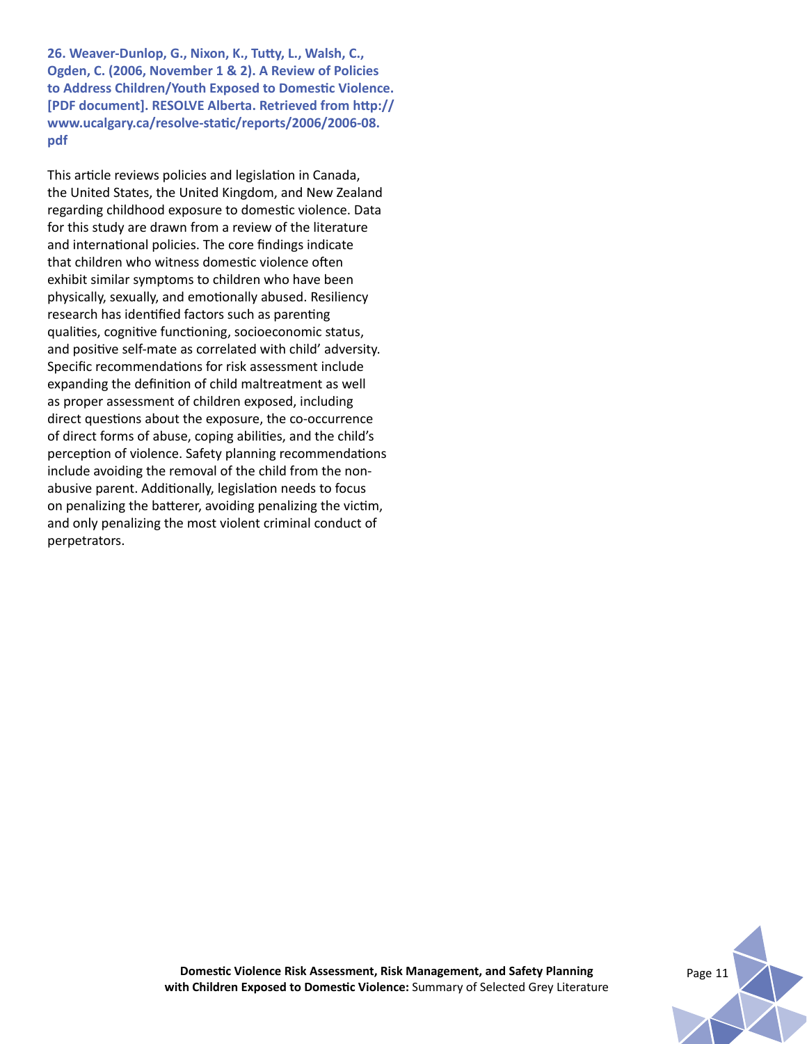**26. Weaver-Dunlop, G., Nixon, K., Tutty, L., Walsh, C., Ogden, C. (2006, November 1 & 2). A Review of Policies to Address Children/Youth Exposed to Domestic Violence. [PDF document]. RESOLVE Alberta. Retrieved from http://www.ucalgary.ca/resolve-static/reports/2006/2006-08.pdf**

This article reviews policies and legislation in Canada, the United States, the United Kingdom, and New Zealand regarding childhood exposure to domestic violence. Data for this study are drawn from a review of the literature and international policies. The core findings indicate that children who witness domestic violence often exhibit similar symptoms to children who have been physically, sexually, and emotionally abused. Resiliency research has identified factors such as parenting qualities, cognitive functioning, socioeconomic status, and positive self-mate as correlated with child' adversity. Specific recommendations for risk assessment include expanding the definition of child maltreatment as well as proper assessment of children exposed, including direct questions about the exposure, the co-occurrence of direct forms of abuse, coping abilities, and the child's perception of violence. Safety planning recommendations include avoiding the removal of the child from the non-abusive parent. Additionally, legislation needs to focus on penalizing the batterer, avoiding penalizing the victim, and only penalizing the most violent criminal conduct of perpetrators.